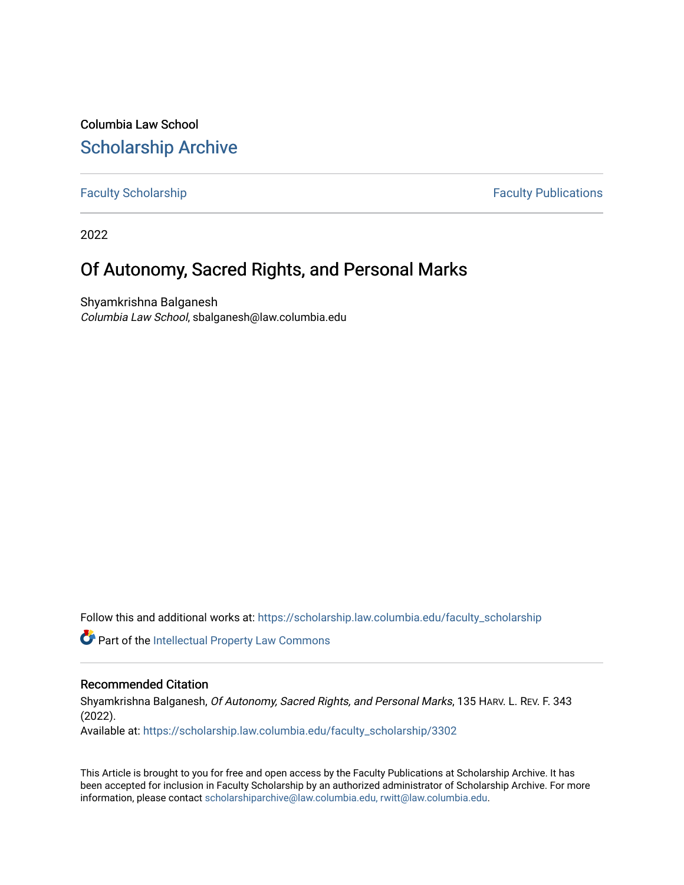Columbia Law School

## Scholarship Archive

Faculty Scholarship | Faculty Publications

2022

# Of Autonomy, Sacred Rights, and Personal Marks

Shyamkrishna Balganesh
*Columbia Law School*, sbalganesh@law.columbia.edu

Follow this and additional works at: https://scholarship.law.columbia.edu/faculty_scholarship

Part of the Intellectual Property Law Commons

### Recommended Citation

Shyamkrishna Balganesh, *Of Autonomy, Sacred Rights, and Personal Marks*, 135 HARV. L. REV. F. 343 (2022).
Available at: https://scholarship.law.columbia.edu/faculty_scholarship/3302

This Article is brought to you for free and open access by the Faculty Publications at Scholarship Archive. It has been accepted for inclusion in Faculty Scholarship by an authorized administrator of Scholarship Archive. For more information, please contact scholarshiparchive@law.columbia.edu, rwitt@law.columbia.edu.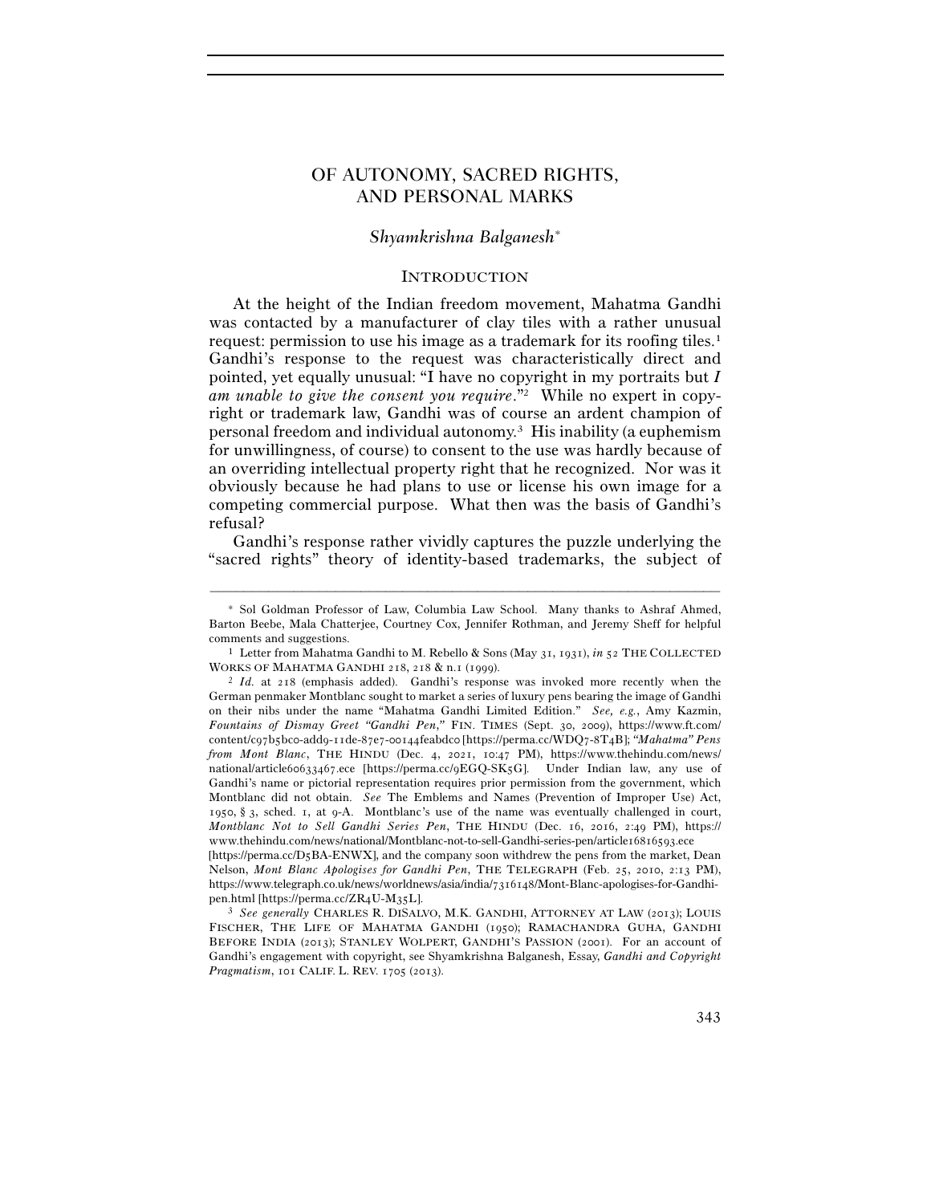# OF AUTONOMY, SACRED RIGHTS, AND PERSONAL MARKS

*Shyamkrishna Balganesh*[*]

## INTRODUCTION

At the height of the Indian freedom movement, Mahatma Gandhi was contacted by a manufacturer of clay tiles with a rather unusual request: permission to use his image as a trademark for its roofing tiles.[1] Gandhi's response to the request was characteristically direct and pointed, yet equally unusual: "I have no copyright in my portraits but *I am unable to give the consent you require*."[2] While no expert in copyright or trademark law, Gandhi was of course an ardent champion of personal freedom and individual autonomy.[3] His inability (a euphemism for unwillingness, of course) to consent to the use was hardly because of an overriding intellectual property right that he recognized. Nor was it obviously because he had plans to use or license his own image for a competing commercial purpose. What then was the basis of Gandhi's refusal?

Gandhi's response rather vividly captures the puzzle underlying the "sacred rights" theory of identity-based trademarks, the subject of

---

[*] Sol Goldman Professor of Law, Columbia Law School. Many thanks to Ashraf Ahmed, Barton Beebe, Mala Chatterjee, Courtney Cox, Jennifer Rothman, and Jeremy Sheff for helpful comments and suggestions.

[1] Letter from Mahatma Gandhi to M. Rebello & Sons (May 31, 1931), *in* 52 THE COLLECTED WORKS OF MAHATMA GANDHI 218, 218 & n.1 (1999).

[2] *Id.* at 218 (emphasis added). Gandhi's response was invoked more recently when the German penmaker Montblanc sought to market a series of luxury pens bearing the image of Gandhi on their nibs under the name "Mahatma Gandhi Limited Edition." *See, e.g.*, Amy Kazmin, *Fountains of Dismay Greet "Gandhi Pen*," FIN. TIMES (Sept. 30, 2009), https://www.ft.com/content/c97b5bc0-add9-11de-87e7-00144feabdc0 [https://perma.cc/WDQ7-8T4B]; *"Mahatma" Pens from Mont Blanc*, THE HINDU (Dec. 4, 2021, 10:47 PM), https://www.thehindu.com/news/national/article60633467.ece [https://perma.cc/9EGQ-SK5G]. Under Indian law, any use of Gandhi's name or pictorial representation requires prior permission from the government, which Montblanc did not obtain. *See* The Emblems and Names (Prevention of Improper Use) Act, 1950, § 3, sched. 1, at 9-A. Montblanc's use of the name was eventually challenged in court, *Montblanc Not to Sell Gandhi Series Pen*, THE HINDU (Dec. 16, 2016, 2:49 PM), https://www.thehindu.com/news/national/Montblanc-not-to-sell-Gandhi-series-pen/article16816593.ece [https://perma.cc/D5BA-ENWX], and the company soon withdrew the pens from the market, Dean Nelson, *Mont Blanc Apologises for Gandhi Pen*, THE TELEGRAPH (Feb. 25, 2010, 2:13 PM), https://www.telegraph.co.uk/news/worldnews/asia/india/7316148/Mont-Blanc-apologises-for-Gandhi-pen.html [https://perma.cc/ZR4U-M35L].

[3] *See generally* CHARLES R. DISALVO, M.K. GANDHI, ATTORNEY AT LAW (2013); LOUIS FISCHER, THE LIFE OF MAHATMA GANDHI (1950); RAMACHANDRA GUHA, GANDHI BEFORE INDIA (2013); STANLEY WOLPERT, GANDHI'S PASSION (2001). For an account of Gandhi's engagement with copyright, see Shyamkrishna Balganesh, Essay, *Gandhi and Copyright Pragmatism*, 101 CALIF. L. REV. 1705 (2013).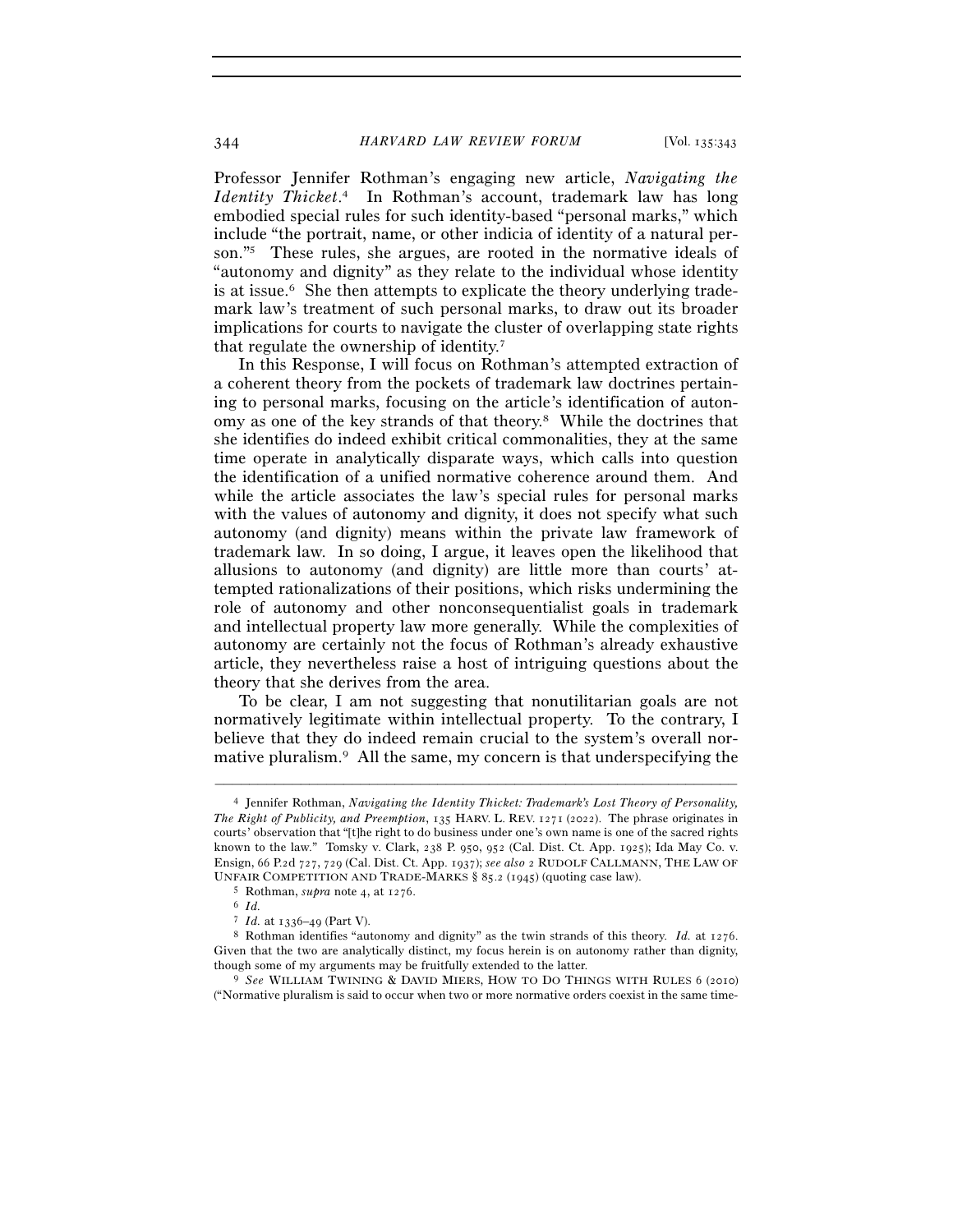Professor Jennifer Rothman's engaging new article, *Navigating the Identity Thicket*.[4] In Rothman's account, trademark law has long embodied special rules for such identity-based "personal marks," which include "the portrait, name, or other indicia of identity of a natural person."[5] These rules, she argues, are rooted in the normative ideals of "autonomy and dignity" as they relate to the individual whose identity is at issue.[6] She then attempts to explicate the theory underlying trademark law's treatment of such personal marks, to draw out its broader implications for courts to navigate the cluster of overlapping state rights that regulate the ownership of identity.[7]

In this Response, I will focus on Rothman's attempted extraction of a coherent theory from the pockets of trademark law doctrines pertaining to personal marks, focusing on the article's identification of autonomy as one of the key strands of that theory.[8] While the doctrines that she identifies do indeed exhibit critical commonalities, they at the same time operate in analytically disparate ways, which calls into question the identification of a unified normative coherence around them. And while the article associates the law's special rules for personal marks with the values of autonomy and dignity, it does not specify what such autonomy (and dignity) means within the private law framework of trademark law. In so doing, I argue, it leaves open the likelihood that allusions to autonomy (and dignity) are little more than courts' attempted rationalizations of their positions, which risks undermining the role of autonomy and other nonconsequentialist goals in trademark and intellectual property law more generally. While the complexities of autonomy are certainly not the focus of Rothman's already exhaustive article, they nevertheless raise a host of intriguing questions about the theory that she derives from the area.

To be clear, I am not suggesting that nonutilitarian goals are not normatively legitimate within intellectual property. To the contrary, I believe that they do indeed remain crucial to the system's overall normative pluralism.[9] All the same, my concern is that underspecifying the

---

[4] Jennifer Rothman, *Navigating the Identity Thicket: Trademark's Lost Theory of Personality, The Right of Publicity, and Preemption*, 135 HARV. L. REV. 1271 (2022). The phrase originates in courts' observation that "[t]he right to do business under one's own name is one of the sacred rights known to the law." Tomsky v. Clark, 238 P. 950, 952 (Cal. Dist. Ct. App. 1925); Ida May Co. v. Ensign, 66 P.2d 727, 729 (Cal. Dist. Ct. App. 1937); *see also* 2 RUDOLF CALLMANN, THE LAW OF UNFAIR COMPETITION AND TRADE-MARKS § 85.2 (1945) (quoting case law).

[5] Rothman, *supra* note 4, at 1276.

[6] *Id.*

[7] *Id.* at 1336–49 (Part V).

[8] Rothman identifies "autonomy and dignity" as the twin strands of this theory. *Id.* at 1276. Given that the two are analytically distinct, my focus herein is on autonomy rather than dignity, though some of my arguments may be fruitfully extended to the latter.

[9] *See* WILLIAM TWINING & DAVID MIERS, HOW TO DO THINGS WITH RULES 6 (2010) ("Normative pluralism is said to occur when two or more normative orders coexist in the same time-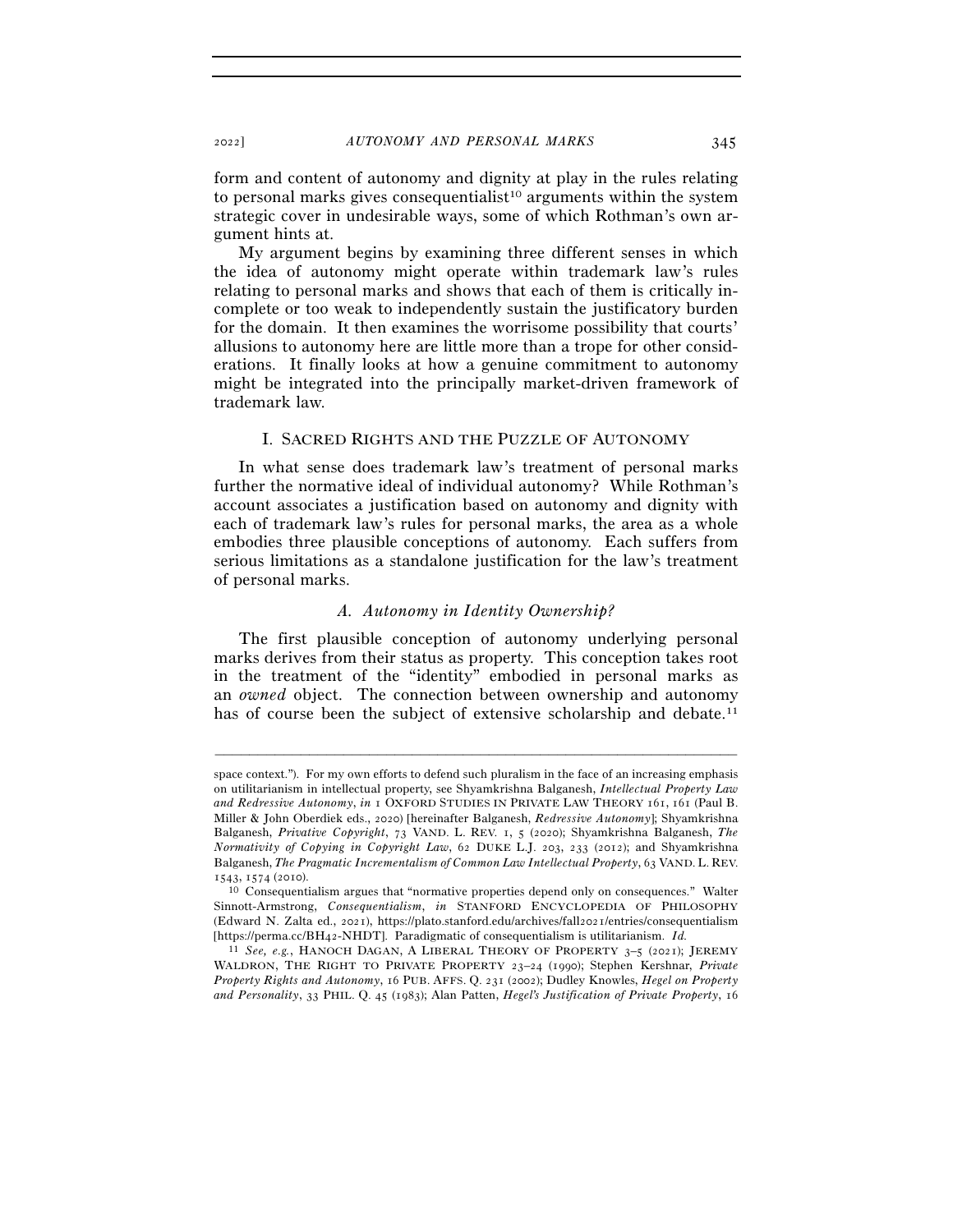form and content of autonomy and dignity at play in the rules relating to personal marks gives consequentialist[10] arguments within the system strategic cover in undesirable ways, some of which Rothman's own argument hints at.

My argument begins by examining three different senses in which the idea of autonomy might operate within trademark law's rules relating to personal marks and shows that each of them is critically incomplete or too weak to independently sustain the justificatory burden for the domain. It then examines the worrisome possibility that courts' allusions to autonomy here are little more than a trope for other considerations. It finally looks at how a genuine commitment to autonomy might be integrated into the principally market-driven framework of trademark law.

## I. SACRED RIGHTS AND THE PUZZLE OF AUTONOMY

In what sense does trademark law's treatment of personal marks further the normative ideal of individual autonomy? While Rothman's account associates a justification based on autonomy and dignity with each of trademark law's rules for personal marks, the area as a whole embodies three plausible conceptions of autonomy. Each suffers from serious limitations as a standalone justification for the law's treatment of personal marks.

### *A. Autonomy in Identity Ownership?*

The first plausible conception of autonomy underlying personal marks derives from their status as property. This conception takes root in the treatment of the "identity" embodied in personal marks as an *owned* object. The connection between ownership and autonomy has of course been the subject of extensive scholarship and debate.[11]

---

space context."). For my own efforts to defend such pluralism in the face of an increasing emphasis on utilitarianism in intellectual property, see Shyamkrishna Balganesh, *Intellectual Property Law and Redressive Autonomy*, *in* 1 OXFORD STUDIES IN PRIVATE LAW THEORY 161, 161 (Paul B. Miller & John Oberdiek eds., 2020) [hereinafter Balganesh, *Redressive Autonomy*]; Shyamkrishna Balganesh, *Privative Copyright*, 73 VAND. L. REV. 1, 5 (2020); Shyamkrishna Balganesh, *The Normativity of Copying in Copyright Law*, 62 DUKE L.J. 203, 233 (2012); and Shyamkrishna Balganesh, *The Pragmatic Incrementalism of Common Law Intellectual Property*, 63 VAND. L. REV. 1543, 1574 (2010).

[10] Consequentialism argues that "normative properties depend only on consequences." Walter Sinnott-Armstrong, *Consequentialism*, *in* STANFORD ENCYCLOPEDIA OF PHILOSOPHY (Edward N. Zalta ed., 2021), https://plato.stanford.edu/archives/fall2021/entries/consequentialism [https://perma.cc/BH42-NHDT]. Paradigmatic of consequentialism is utilitarianism. *Id.*

[11] *See, e.g.*, HANOCH DAGAN, A LIBERAL THEORY OF PROPERTY 3–5 (2021); JEREMY WALDRON, THE RIGHT TO PRIVATE PROPERTY 23–24 (1990); Stephen Kershnar, *Private Property Rights and Autonomy*, 16 PUB. AFFS. Q. 231 (2002); Dudley Knowles, *Hegel on Property and Personality*, 33 PHIL. Q. 45 (1983); Alan Patten, *Hegel's Justification of Private Property*, 16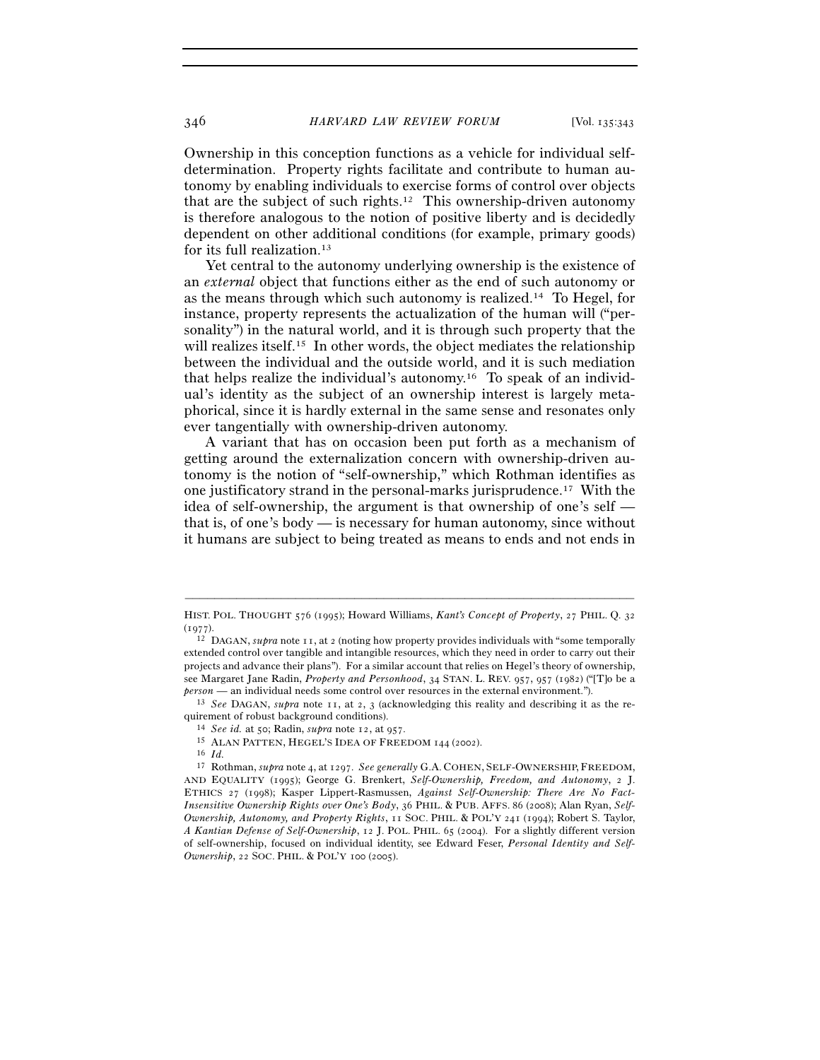Ownership in this conception functions as a vehicle for individual self-determination. Property rights facilitate and contribute to human autonomy by enabling individuals to exercise forms of control over objects that are the subject of such rights.[12] This ownership-driven autonomy is therefore analogous to the notion of positive liberty and is decidedly dependent on other additional conditions (for example, primary goods) for its full realization.[13]

Yet central to the autonomy underlying ownership is the existence of an *external* object that functions either as the end of such autonomy or as the means through which such autonomy is realized.[14] To Hegel, for instance, property represents the actualization of the human will ("personality") in the natural world, and it is through such property that the will realizes itself.[15] In other words, the object mediates the relationship between the individual and the outside world, and it is such mediation that helps realize the individual's autonomy.[16] To speak of an individual's identity as the subject of an ownership interest is largely metaphorical, since it is hardly external in the same sense and resonates only ever tangentially with ownership-driven autonomy.

A variant that has on occasion been put forth as a mechanism of getting around the externalization concern with ownership-driven autonomy is the notion of "self-ownership," which Rothman identifies as one justificatory strand in the personal-marks jurisprudence.[17] With the idea of self-ownership, the argument is that ownership of one's self — that is, of one's body — is necessary for human autonomy, since without it humans are subject to being treated as means to ends and not ends in

---

HIST. POL. THOUGHT 576 (1995); Howard Williams, *Kant's Concept of Property*, 27 PHIL. Q. 32 (1977).

[12] DAGAN, *supra* note 11, at 2 (noting how property provides individuals with "some temporally extended control over tangible and intangible resources, which they need in order to carry out their projects and advance their plans"). For a similar account that relies on Hegel's theory of ownership, see Margaret Jane Radin, *Property and Personhood*, 34 STAN. L. REV. 957, 957 (1982) ("[T]o be a *person* — an individual needs some control over resources in the external environment.").

[13] *See* DAGAN, *supra* note 11, at 2, 3 (acknowledging this reality and describing it as the requirement of robust background conditions).

[14] *See id.* at 50; Radin, *supra* note 12, at 957.

[15] ALAN PATTEN, HEGEL'S IDEA OF FREEDOM 144 (2002).

[16] *Id.*

[17] Rothman, *supra* note 4, at 1297. *See generally* G.A. COHEN, SELF-OWNERSHIP, FREEDOM, AND EQUALITY (1995); George G. Brenkert, *Self-Ownership, Freedom, and Autonomy*, 2 J. ETHICS 27 (1998); Kasper Lippert-Rasmussen, *Against Self-Ownership: There Are No Fact-Insensitive Ownership Rights over One's Body*, 36 PHIL. & PUB. AFFS. 86 (2008); Alan Ryan, *Self-Ownership, Autonomy, and Property Rights*, 11 SOC. PHIL. & POL'Y 241 (1994); Robert S. Taylor, *A Kantian Defense of Self-Ownership*, 12 J. POL. PHIL. 65 (2004). For a slightly different version of self-ownership, focused on individual identity, see Edward Feser, *Personal Identity and Self-Ownership*, 22 SOC. PHIL. & POL'Y 100 (2005).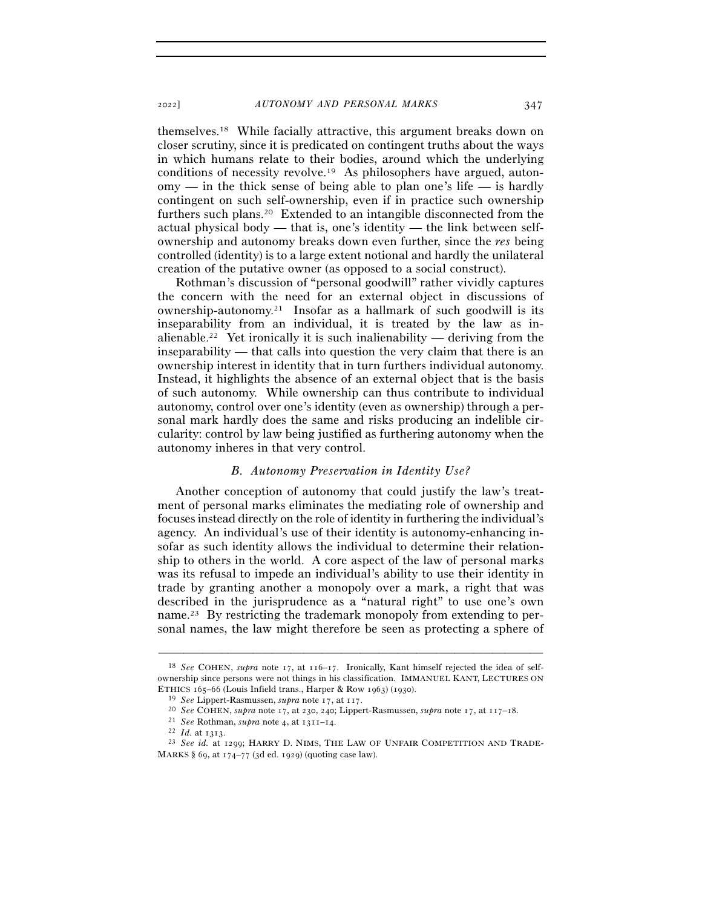themselves.[18] While facially attractive, this argument breaks down on closer scrutiny, since it is predicated on contingent truths about the ways in which humans relate to their bodies, around which the underlying conditions of necessity revolve.[19] As philosophers have argued, autonomy — in the thick sense of being able to plan one's life — is hardly contingent on such self-ownership, even if in practice such ownership furthers such plans.[20] Extended to an intangible disconnected from the actual physical body — that is, one's identity — the link between self-ownership and autonomy breaks down even further, since the *res* being controlled (identity) is to a large extent notional and hardly the unilateral creation of the putative owner (as opposed to a social construct).

Rothman's discussion of "personal goodwill" rather vividly captures the concern with the need for an external object in discussions of ownership-autonomy.[21] Insofar as a hallmark of such goodwill is its inseparability from an individual, it is treated by the law as inalienable.[22] Yet ironically it is such inalienability — deriving from the inseparability — that calls into question the very claim that there is an ownership interest in identity that in turn furthers individual autonomy. Instead, it highlights the absence of an external object that is the basis of such autonomy. While ownership can thus contribute to individual autonomy, control over one's identity (even as ownership) through a personal mark hardly does the same and risks producing an indelible circularity: control by law being justified as furthering autonomy when the autonomy inheres in that very control.

### *B. Autonomy Preservation in Identity Use?*

Another conception of autonomy that could justify the law's treatment of personal marks eliminates the mediating role of ownership and focuses instead directly on the role of identity in furthering the individual's agency. An individual's use of their identity is autonomy-enhancing insofar as such identity allows the individual to determine their relationship to others in the world. A core aspect of the law of personal marks was its refusal to impede an individual's ability to use their identity in trade by granting another a monopoly over a mark, a right that was described in the jurisprudence as a "natural right" to use one's own name.[23] By restricting the trademark monopoly from extending to personal names, the law might therefore be seen as protecting a sphere of

---

[18] *See* COHEN, *supra* note 17, at 116–17. Ironically, Kant himself rejected the idea of self-ownership since persons were not things in his classification. IMMANUEL KANT, LECTURES ON ETHICS 165–66 (Louis Infield trans., Harper & Row 1963) (1930).

[19] *See* Lippert-Rasmussen, *supra* note 17, at 117.

[20] *See* COHEN, *supra* note 17, at 230, 240; Lippert-Rasmussen, *supra* note 17, at 117–18.

[21] *See* Rothman, *supra* note 4, at 1311–14.

[22] *Id.* at 1313.

[23] *See id.* at 1299; HARRY D. NIMS, THE LAW OF UNFAIR COMPETITION AND TRADE-MARKS § 69, at 174–77 (3d ed. 1929) (quoting case law).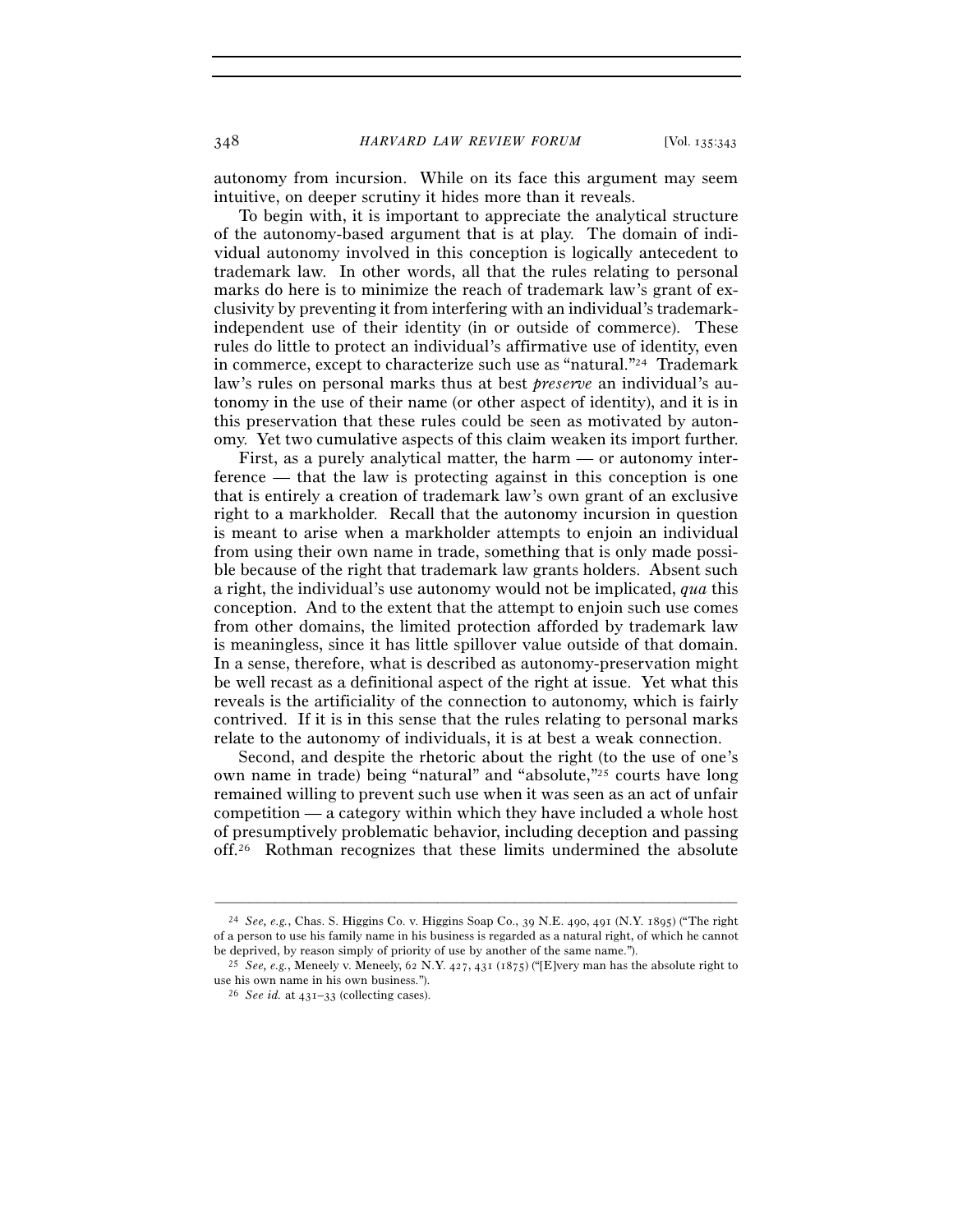autonomy from incursion. While on its face this argument may seem intuitive, on deeper scrutiny it hides more than it reveals.

To begin with, it is important to appreciate the analytical structure of the autonomy-based argument that is at play. The domain of individual autonomy involved in this conception is logically antecedent to trademark law. In other words, all that the rules relating to personal marks do here is to minimize the reach of trademark law's grant of exclusivity by preventing it from interfering with an individual's trademark-independent use of their identity (in or outside of commerce). These rules do little to protect an individual's affirmative use of identity, even in commerce, except to characterize such use as "natural."[24] Trademark law's rules on personal marks thus at best *preserve* an individual's autonomy in the use of their name (or other aspect of identity), and it is in this preservation that these rules could be seen as motivated by autonomy. Yet two cumulative aspects of this claim weaken its import further.

First, as a purely analytical matter, the harm — or autonomy interference — that the law is protecting against in this conception is one that is entirely a creation of trademark law's own grant of an exclusive right to a markholder. Recall that the autonomy incursion in question is meant to arise when a markholder attempts to enjoin an individual from using their own name in trade, something that is only made possible because of the right that trademark law grants holders. Absent such a right, the individual's use autonomy would not be implicated, *qua* this conception. And to the extent that the attempt to enjoin such use comes from other domains, the limited protection afforded by trademark law is meaningless, since it has little spillover value outside of that domain. In a sense, therefore, what is described as autonomy-preservation might be well recast as a definitional aspect of the right at issue. Yet what this reveals is the artificiality of the connection to autonomy, which is fairly contrived. If it is in this sense that the rules relating to personal marks relate to the autonomy of individuals, it is at best a weak connection.

Second, and despite the rhetoric about the right (to the use of one's own name in trade) being "natural" and "absolute,"[25] courts have long remained willing to prevent such use when it was seen as an act of unfair competition — a category within which they have included a whole host of presumptively problematic behavior, including deception and passing off.[26] Rothman recognizes that these limits undermined the absolute

---

[24] *See, e.g.*, Chas. S. Higgins Co. v. Higgins Soap Co., 39 N.E. 490, 491 (N.Y. 1895) ("The right of a person to use his family name in his business is regarded as a natural right, of which he cannot be deprived, by reason simply of priority of use by another of the same name.").

[25] *See, e.g.*, Meneely v. Meneely, 62 N.Y. 427, 431 (1875) ("[E]very man has the absolute right to use his own name in his own business.").

[26] *See id.* at 431–33 (collecting cases).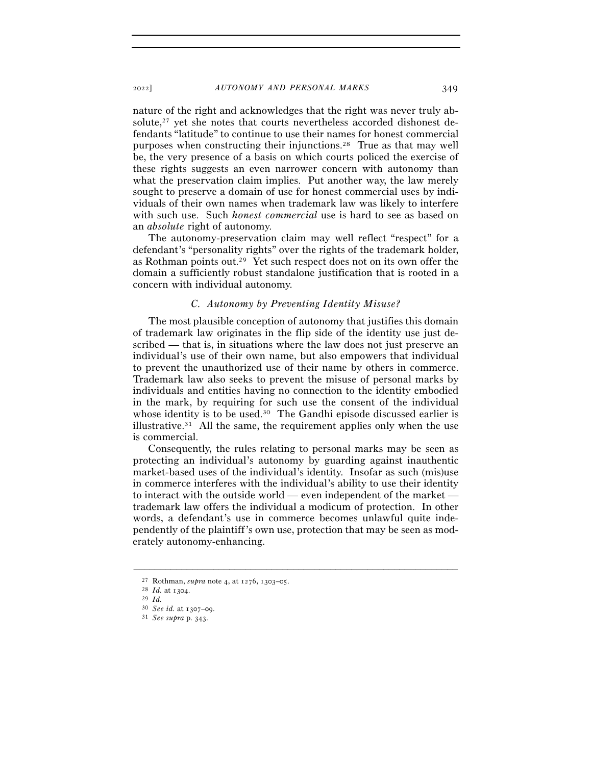nature of the right and acknowledges that the right was never truly absolute,[27] yet she notes that courts nevertheless accorded dishonest defendants "latitude" to continue to use their names for honest commercial purposes when constructing their injunctions.[28] True as that may well be, the very presence of a basis on which courts policed the exercise of these rights suggests an even narrower concern with autonomy than what the preservation claim implies. Put another way, the law merely sought to preserve a domain of use for honest commercial uses by individuals of their own names when trademark law was likely to interfere with such use. Such *honest commercial* use is hard to see as based on an *absolute* right of autonomy.

The autonomy-preservation claim may well reflect "respect" for a defendant's "personality rights" over the rights of the trademark holder, as Rothman points out.[29] Yet such respect does not on its own offer the domain a sufficiently robust standalone justification that is rooted in a concern with individual autonomy.

### C. *Autonomy by Preventing Identity Misuse?*

The most plausible conception of autonomy that justifies this domain of trademark law originates in the flip side of the identity use just described — that is, in situations where the law does not just preserve an individual's use of their own name, but also empowers that individual to prevent the unauthorized use of their name by others in commerce. Trademark law also seeks to prevent the misuse of personal marks by individuals and entities having no connection to the identity embodied in the mark, by requiring for such use the consent of the individual whose identity is to be used.[30] The Gandhi episode discussed earlier is illustrative.[31] All the same, the requirement applies only when the use is commercial.

Consequently, the rules relating to personal marks may be seen as protecting an individual's autonomy by guarding against inauthentic market-based uses of the individual's identity. Insofar as such (mis)use in commerce interferes with the individual's ability to use their identity to interact with the outside world — even independent of the market — trademark law offers the individual a modicum of protection. In other words, a defendant's use in commerce becomes unlawful quite independently of the plaintiff's own use, protection that may be seen as moderately autonomy-enhancing.

---

[27] Rothman, *supra* note 4, at 1276, 1303–05.

[28] *Id.* at 1304.

[29] *Id.*

[30] *See id.* at 1307–09.

[31] *See supra* p. 343.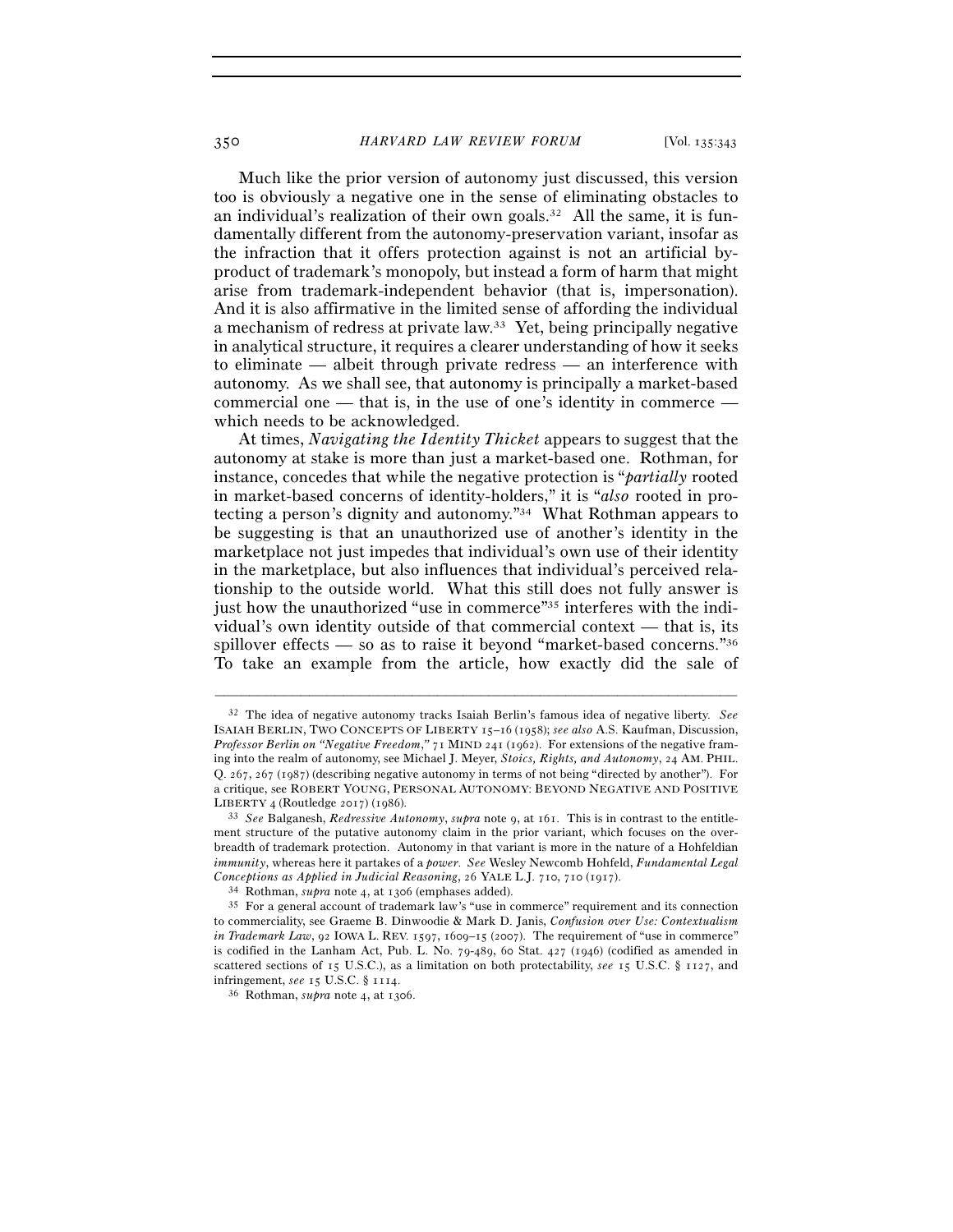Much like the prior version of autonomy just discussed, this version too is obviously a negative one in the sense of eliminating obstacles to an individual's realization of their own goals.[32] All the same, it is fundamentally different from the autonomy-preservation variant, insofar as the infraction that it offers protection against is not an artificial by-product of trademark's monopoly, but instead a form of harm that might arise from trademark-independent behavior (that is, impersonation). And it is also affirmative in the limited sense of affording the individual a mechanism of redress at private law.[33] Yet, being principally negative in analytical structure, it requires a clearer understanding of how it seeks to eliminate — albeit through private redress — an interference with autonomy. As we shall see, that autonomy is principally a market-based commercial one — that is, in the use of one's identity in commerce — which needs to be acknowledged.

At times, *Navigating the Identity Thicket* appears to suggest that the autonomy at stake is more than just a market-based one. Rothman, for instance, concedes that while the negative protection is "*partially* rooted in market-based concerns of identity-holders," it is "*also* rooted in protecting a person's dignity and autonomy."[34] What Rothman appears to be suggesting is that an unauthorized use of another's identity in the marketplace not just impedes that individual's own use of their identity in the marketplace, but also influences that individual's perceived relationship to the outside world. What this still does not fully answer is just how the unauthorized "use in commerce"[35] interferes with the individual's own identity outside of that commercial context — that is, its spillover effects — so as to raise it beyond "market-based concerns."[36] To take an example from the article, how exactly did the sale of

---

[32] The idea of negative autonomy tracks Isaiah Berlin's famous idea of negative liberty. *See* ISAIAH BERLIN, TWO CONCEPTS OF LIBERTY 15–16 (1958); *see also* A.S. Kaufman, Discussion, *Professor Berlin on "Negative Freedom*,*"* 71 MIND 241 (1962). For extensions of the negative framing into the realm of autonomy, see Michael J. Meyer, *Stoics, Rights, and Autonomy*, 24 AM. PHIL. Q. 267, 267 (1987) (describing negative autonomy in terms of not being "directed by another"). For a critique, see ROBERT YOUNG, PERSONAL AUTONOMY: BEYOND NEGATIVE AND POSITIVE LIBERTY 4 (Routledge 2017) (1986).

[33] *See* Balganesh, *Redressive Autonomy*, *supra* note 9, at 161. This is in contrast to the entitlement structure of the putative autonomy claim in the prior variant, which focuses on the overbreadth of trademark protection. Autonomy in that variant is more in the nature of a Hohfeldian *immunity*, whereas here it partakes of a *power*. *See* Wesley Newcomb Hohfeld, *Fundamental Legal Conceptions as Applied in Judicial Reasoning*, 26 YALE L.J. 710, 710 (1917).

[34] Rothman, *supra* note 4, at 1306 (emphases added).

[35] For a general account of trademark law's "use in commerce" requirement and its connection to commerciality, see Graeme B. Dinwoodie & Mark D. Janis, *Confusion over Use: Contextualism in Trademark Law*, 92 IOWA L. REV. 1597, 1609–15 (2007). The requirement of "use in commerce" is codified in the Lanham Act, Pub. L. No. 79-489, 60 Stat. 427 (1946) (codified as amended in scattered sections of 15 U.S.C.), as a limitation on both protectability, *see* 15 U.S.C. § 1127, and infringement, *see* 15 U.S.C. § 1114.

[36] Rothman, *supra* note 4, at 1306.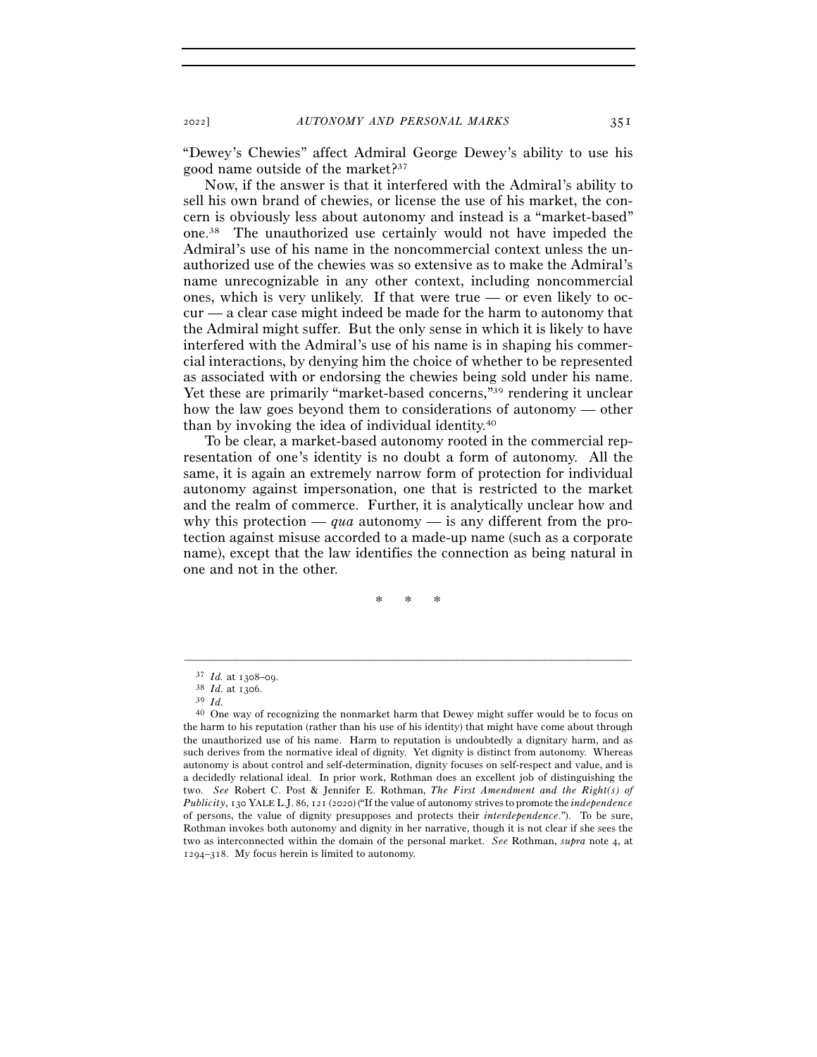"Dewey's Chewies" affect Admiral George Dewey's ability to use his good name outside of the market?[37]

Now, if the answer is that it interfered with the Admiral's ability to sell his own brand of chewies, or license the use of his market, the concern is obviously less about autonomy and instead is a "market-based" one.[38] The unauthorized use certainly would not have impeded the Admiral's use of his name in the noncommercial context unless the unauthorized use of the chewies was so extensive as to make the Admiral's name unrecognizable in any other context, including noncommercial ones, which is very unlikely. If that were true — or even likely to occur — a clear case might indeed be made for the harm to autonomy that the Admiral might suffer. But the only sense in which it is likely to have interfered with the Admiral's use of his name is in shaping his commercial interactions, by denying him the choice of whether to be represented as associated with or endorsing the chewies being sold under his name. Yet these are primarily "market-based concerns,"[39] rendering it unclear how the law goes beyond them to considerations of autonomy — other than by invoking the idea of individual identity.[40]

To be clear, a market-based autonomy rooted in the commercial representation of one's identity is no doubt a form of autonomy. All the same, it is again an extremely narrow form of protection for individual autonomy against impersonation, one that is restricted to the market and the realm of commerce. Further, it is analytically unclear how and why this protection — *qua* autonomy — is any different from the protection against misuse accorded to a made-up name (such as a corporate name), except that the law identifies the connection as being natural in one and not in the other.

\* \* \*

---

[37] *Id.* at 1308–09.

[38] *Id.* at 1306.

[39] *Id.*

[40] One way of recognizing the nonmarket harm that Dewey might suffer would be to focus on the harm to his reputation (rather than his use of his identity) that might have come about through the unauthorized use of his name. Harm to reputation is undoubtedly a dignitary harm, and as such derives from the normative ideal of dignity. Yet dignity is distinct from autonomy. Whereas autonomy is about control and self-determination, dignity focuses on self-respect and value, and is a decidedly relational ideal. In prior work, Rothman does an excellent job of distinguishing the two. *See* Robert C. Post & Jennifer E. Rothman, *The First Amendment and the Right(s) of Publicity*, 130 YALE L.J. 86, 121 (2020) ("If the value of autonomy strives to promote the *independence* of persons, the value of dignity presupposes and protects their *interdependence*."). To be sure, Rothman invokes both autonomy and dignity in her narrative, though it is not clear if she sees the two as interconnected within the domain of the personal market. *See* Rothman, *supra* note 4, at 1294–318. My focus herein is limited to autonomy.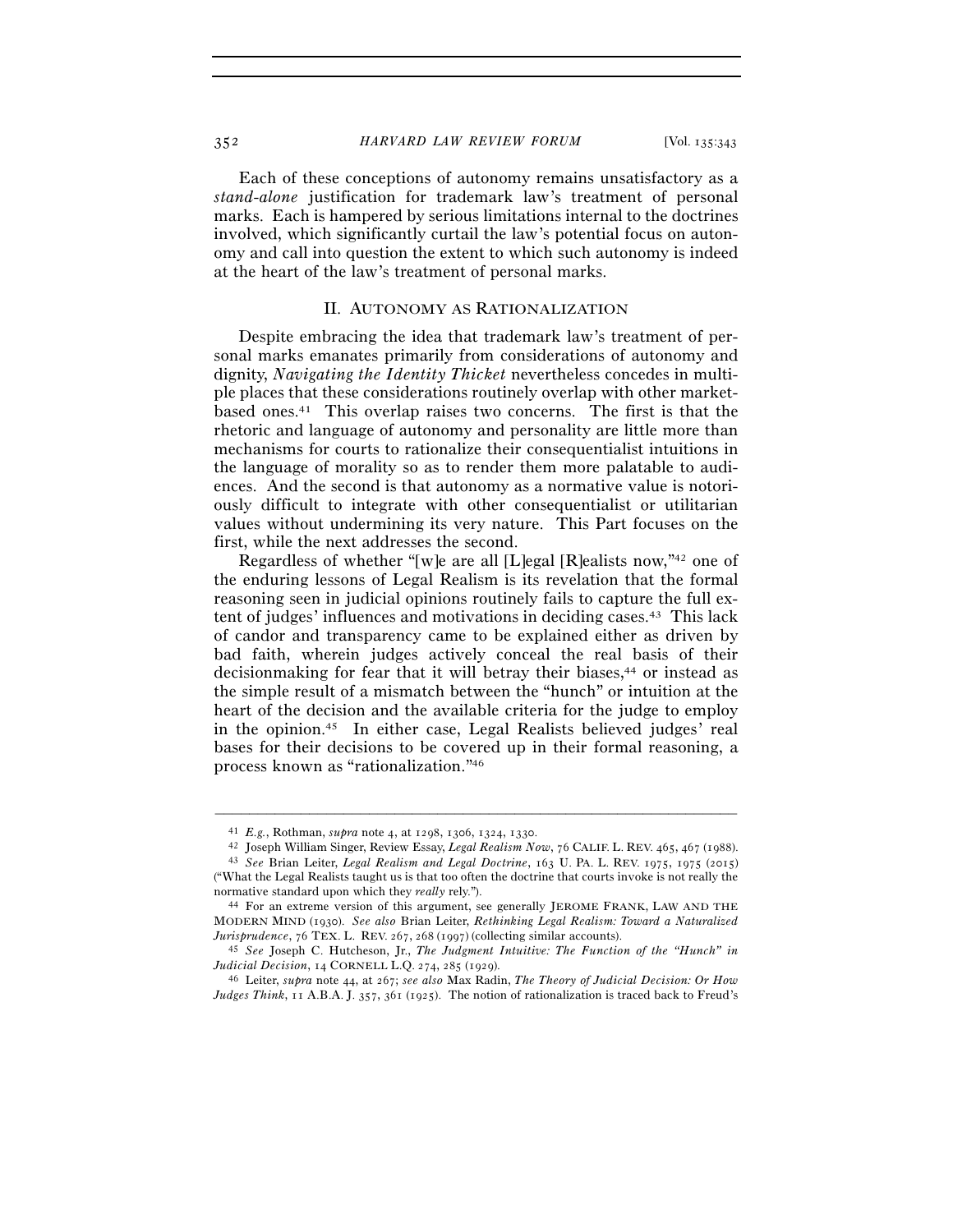Each of these conceptions of autonomy remains unsatisfactory as a *stand-alone* justification for trademark law's treatment of personal marks. Each is hampered by serious limitations internal to the doctrines involved, which significantly curtail the law's potential focus on autonomy and call into question the extent to which such autonomy is indeed at the heart of the law's treatment of personal marks.

## II. AUTONOMY AS RATIONALIZATION

Despite embracing the idea that trademark law's treatment of personal marks emanates primarily from considerations of autonomy and dignity, *Navigating the Identity Thicket* nevertheless concedes in multiple places that these considerations routinely overlap with other market-based ones.[41] This overlap raises two concerns. The first is that the rhetoric and language of autonomy and personality are little more than mechanisms for courts to rationalize their consequentialist intuitions in the language of morality so as to render them more palatable to audiences. And the second is that autonomy as a normative value is notoriously difficult to integrate with other consequentialist or utilitarian values without undermining its very nature. This Part focuses on the first, while the next addresses the second.

Regardless of whether "[w]e are all [L]egal [R]ealists now,"[42] one of the enduring lessons of Legal Realism is its revelation that the formal reasoning seen in judicial opinions routinely fails to capture the full extent of judges' influences and motivations in deciding cases.[43] This lack of candor and transparency came to be explained either as driven by bad faith, wherein judges actively conceal the real basis of their decisionmaking for fear that it will betray their biases,[44] or instead as the simple result of a mismatch between the "hunch" or intuition at the heart of the decision and the available criteria for the judge to employ in the opinion.[45] In either case, Legal Realists believed judges' real bases for their decisions to be covered up in their formal reasoning, a process known as "rationalization."[46]

---

[41] *E.g.*, Rothman, *supra* note 4, at 1298, 1306, 1324, 1330.

[42] Joseph William Singer, Review Essay, *Legal Realism Now*, 76 CALIF. L. REV. 465, 467 (1988).

[43] *See* Brian Leiter, *Legal Realism and Legal Doctrine*, 163 U. PA. L. REV. 1975, 1975 (2015) ("What the Legal Realists taught us is that too often the doctrine that courts invoke is not really the normative standard upon which they *really* rely.").

[44] For an extreme version of this argument, see generally JEROME FRANK, LAW AND THE MODERN MIND (1930). *See also* Brian Leiter, *Rethinking Legal Realism: Toward a Naturalized Jurisprudence*, 76 TEX. L. REV. 267, 268 (1997) (collecting similar accounts).

[45] *See* Joseph C. Hutcheson, Jr., *The Judgment Intuitive: The Function of the "Hunch" in Judicial Decision*, 14 CORNELL L.Q. 274, 285 (1929).

[46] Leiter, *supra* note 44, at 267; *see also* Max Radin, *The Theory of Judicial Decision: Or How Judges Think*, 11 A.B.A. J. 357, 361 (1925). The notion of rationalization is traced back to Freud's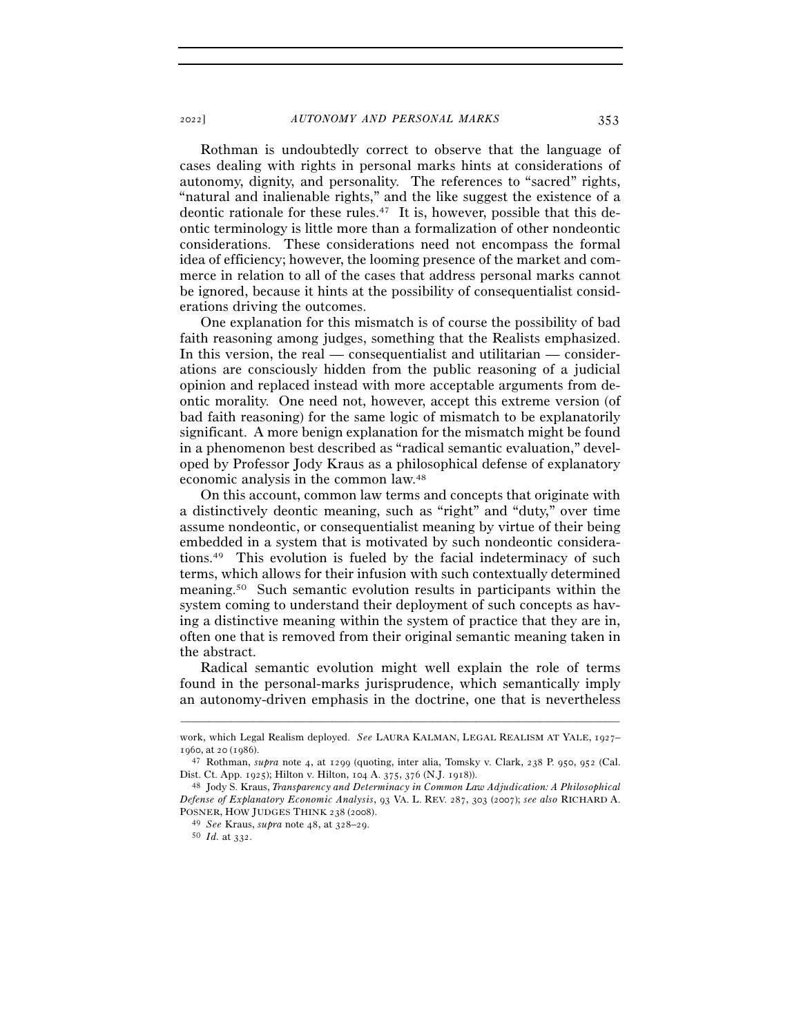Rothman is undoubtedly correct to observe that the language of cases dealing with rights in personal marks hints at considerations of autonomy, dignity, and personality. The references to "sacred" rights, "natural and inalienable rights," and the like suggest the existence of a deontic rationale for these rules.[47] It is, however, possible that this deontic terminology is little more than a formalization of other nondeontic considerations. These considerations need not encompass the formal idea of efficiency; however, the looming presence of the market and commerce in relation to all of the cases that address personal marks cannot be ignored, because it hints at the possibility of consequentialist considerations driving the outcomes.

One explanation for this mismatch is of course the possibility of bad faith reasoning among judges, something that the Realists emphasized. In this version, the real — consequentialist and utilitarian — considerations are consciously hidden from the public reasoning of a judicial opinion and replaced instead with more acceptable arguments from deontic morality. One need not, however, accept this extreme version (of bad faith reasoning) for the same logic of mismatch to be explanatorily significant. A more benign explanation for the mismatch might be found in a phenomenon best described as "radical semantic evaluation," developed by Professor Jody Kraus as a philosophical defense of explanatory economic analysis in the common law.[48]

On this account, common law terms and concepts that originate with a distinctively deontic meaning, such as "right" and "duty," over time assume nondeontic, or consequentialist meaning by virtue of their being embedded in a system that is motivated by such nondeontic considerations.[49] This evolution is fueled by the facial indeterminacy of such terms, which allows for their infusion with such contextually determined meaning.[50] Such semantic evolution results in participants within the system coming to understand their deployment of such concepts as having a distinctive meaning within the system of practice that they are in, often one that is removed from their original semantic meaning taken in the abstract.

Radical semantic evolution might well explain the role of terms found in the personal-marks jurisprudence, which semantically imply an autonomy-driven emphasis in the doctrine, one that is nevertheless

---

work, which Legal Realism deployed. *See* LAURA KALMAN, LEGAL REALISM AT YALE, 1927–1960, at 20 (1986).

[47] Rothman, *supra* note 4, at 1299 (quoting, inter alia, Tomsky v. Clark, 238 P. 950, 952 (Cal. Dist. Ct. App. 1925); Hilton v. Hilton, 104 A. 375, 376 (N.J. 1918)).

[48] Jody S. Kraus, *Transparency and Determinacy in Common Law Adjudication: A Philosophical Defense of Explanatory Economic Analysis*, 93 VA. L. REV. 287, 303 (2007); *see also* RICHARD A. POSNER, HOW JUDGES THINK 238 (2008).

[49] *See* Kraus, *supra* note 48, at 328–29.

[50] *Id.* at 332.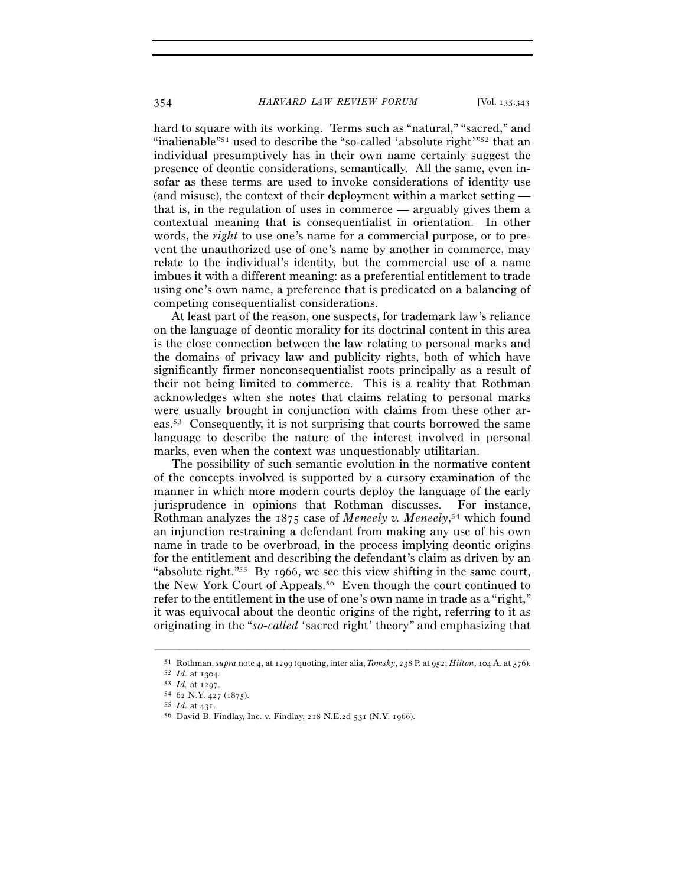hard to square with its working. Terms such as "natural," "sacred," and "inalienable"[51] used to describe the "so-called 'absolute right'"[52] that an individual presumptively has in their own name certainly suggest the presence of deontic considerations, semantically. All the same, even insofar as these terms are used to invoke considerations of identity use (and misuse), the context of their deployment within a market setting — that is, in the regulation of uses in commerce — arguably gives them a contextual meaning that is consequentialist in orientation. In other words, the *right* to use one's name for a commercial purpose, or to prevent the unauthorized use of one's name by another in commerce, may relate to the individual's identity, but the commercial use of a name imbues it with a different meaning: as a preferential entitlement to trade using one's own name, a preference that is predicated on a balancing of competing consequentialist considerations.

At least part of the reason, one suspects, for trademark law's reliance on the language of deontic morality for its doctrinal content in this area is the close connection between the law relating to personal marks and the domains of privacy law and publicity rights, both of which have significantly firmer nonconsequentialist roots principally as a result of their not being limited to commerce. This is a reality that Rothman acknowledges when she notes that claims relating to personal marks were usually brought in conjunction with claims from these other areas.[53] Consequently, it is not surprising that courts borrowed the same language to describe the nature of the interest involved in personal marks, even when the context was unquestionably utilitarian.

The possibility of such semantic evolution in the normative content of the concepts involved is supported by a cursory examination of the manner in which more modern courts deploy the language of the early jurisprudence in opinions that Rothman discusses. For instance, Rothman analyzes the 1875 case of *Meneely v. Meneely*,[54] which found an injunction restraining a defendant from making any use of his own name in trade to be overbroad, in the process implying deontic origins for the entitlement and describing the defendant's claim as driven by an "absolute right."[55] By 1966, we see this view shifting in the same court, the New York Court of Appeals.[56] Even though the court continued to refer to the entitlement in the use of one's own name in trade as a "right," it was equivocal about the deontic origins of the right, referring to it as originating in the "*so-called* 'sacred right' theory" and emphasizing that

---

[51] Rothman, *supra* note 4, at 1299 (quoting, inter alia, *Tomsky*, 238 P. at 952; *Hilton*, 104 A. at 376).

[52] *Id.* at 1304.

[53] *Id.* at 1297.

[54] 62 N.Y. 427 (1875).

[55] *Id.* at 431.

[56] David B. Findlay, Inc. v. Findlay, 218 N.E.2d 531 (N.Y. 1966).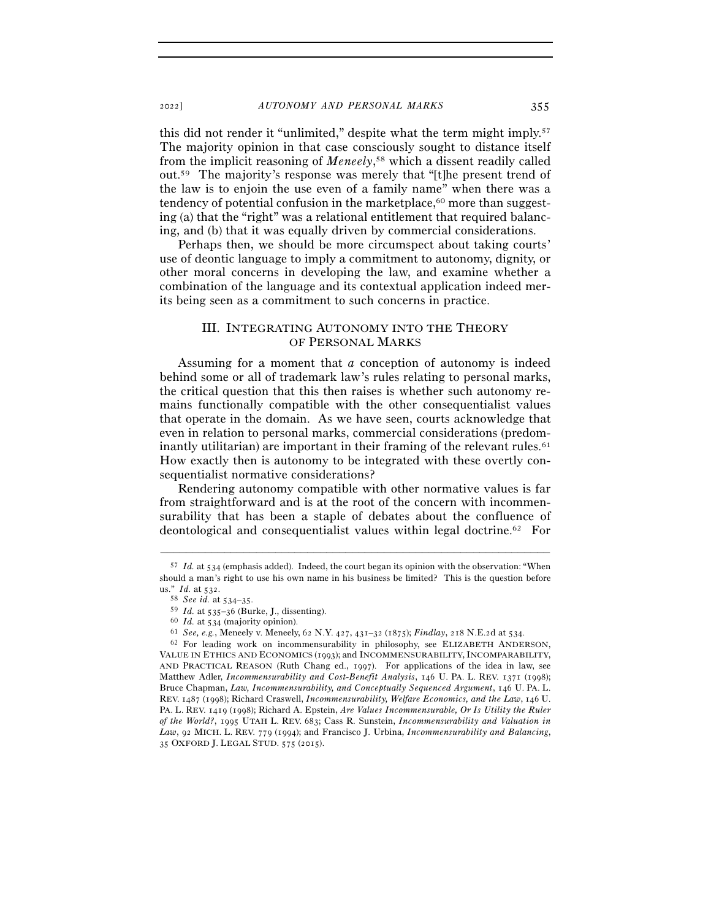this did not render it "unlimited," despite what the term might imply.[57] The majority opinion in that case consciously sought to distance itself from the implicit reasoning of *Meneely*,[58] which a dissent readily called out.[59] The majority's response was merely that "[t]he present trend of the law is to enjoin the use even of a family name" when there was a tendency of potential confusion in the marketplace,[60] more than suggesting (a) that the "right" was a relational entitlement that required balancing, and (b) that it was equally driven by commercial considerations.

Perhaps then, we should be more circumspect about taking courts' use of deontic language to imply a commitment to autonomy, dignity, or other moral concerns in developing the law, and examine whether a combination of the language and its contextual application indeed merits being seen as a commitment to such concerns in practice.

## III. Integrating Autonomy into the Theory of Personal Marks

Assuming for a moment that *a* conception of autonomy is indeed behind some or all of trademark law's rules relating to personal marks, the critical question that this then raises is whether such autonomy remains functionally compatible with the other consequentialist values that operate in the domain. As we have seen, courts acknowledge that even in relation to personal marks, commercial considerations (predominantly utilitarian) are important in their framing of the relevant rules.[61] How exactly then is autonomy to be integrated with these overtly consequentialist normative considerations?

Rendering autonomy compatible with other normative values is far from straightforward and is at the root of the concern with incommensurability that has been a staple of debates about the confluence of deontological and consequentialist values within legal doctrine.[62] For

---

[57] *Id.* at 534 (emphasis added). Indeed, the court began its opinion with the observation: "When should a man's right to use his own name in his business be limited? This is the question before us." *Id.* at 532.

[58] *See id.* at 534–35.

[59] *Id.* at 535–36 (Burke, J., dissenting).

[60] *Id.* at 534 (majority opinion).

[61] *See, e.g.*, Meneely v. Meneely, 62 N.Y. 427, 431–32 (1875); *Findlay*, 218 N.E.2d at 534.

[62] For leading work on incommensurability in philosophy, see Elizabeth Anderson, Value in Ethics and Economics (1993); and Incommensurability, Incomparability, and Practical Reason (Ruth Chang ed., 1997). For applications of the idea in law, see Matthew Adler, *Incommensurability and Cost-Benefit Analysis*, 146 U. Pa. L. Rev. 1371 (1998); Bruce Chapman, *Law, Incommensurability, and Conceptually Sequenced Argument*, 146 U. Pa. L. Rev. 1487 (1998); Richard Craswell, *Incommensurability, Welfare Economics, and the Law*, 146 U. Pa. L. Rev. 1419 (1998); Richard A. Epstein, *Are Values Incommensurable, Or Is Utility the Ruler of the World?*, 1995 Utah L. Rev. 683; Cass R. Sunstein, *Incommensurability and Valuation in Law*, 92 Mich. L. Rev. 779 (1994); and Francisco J. Urbina, *Incommensurability and Balancing*, 35 Oxford J. Legal Stud. 575 (2015).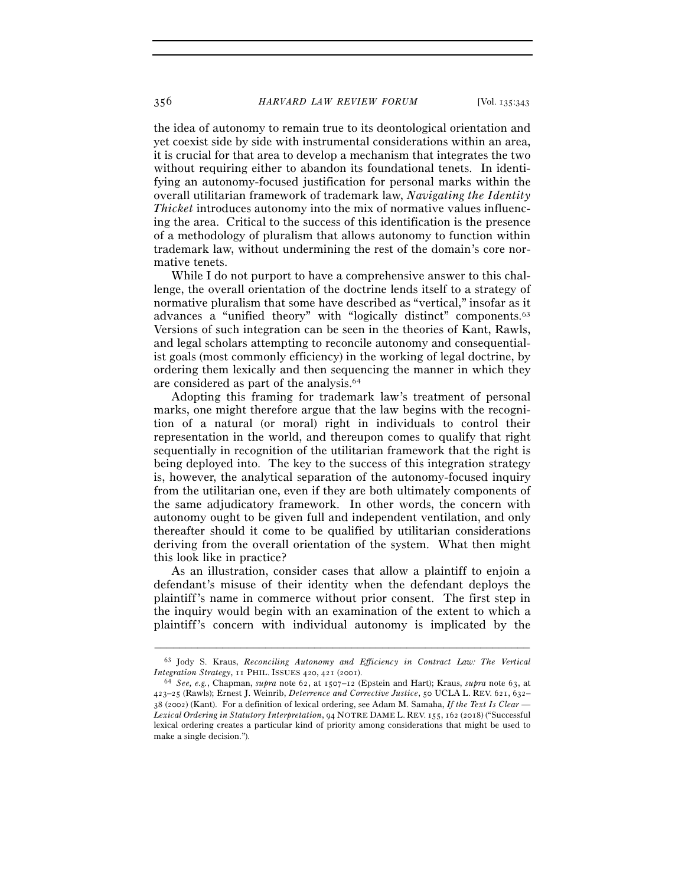the idea of autonomy to remain true to its deontological orientation and yet coexist side by side with instrumental considerations within an area, it is crucial for that area to develop a mechanism that integrates the two without requiring either to abandon its foundational tenets. In identifying an autonomy-focused justification for personal marks within the overall utilitarian framework of trademark law, *Navigating the Identity Thicket* introduces autonomy into the mix of normative values influencing the area. Critical to the success of this identification is the presence of a methodology of pluralism that allows autonomy to function within trademark law, without undermining the rest of the domain's core normative tenets.

While I do not purport to have a comprehensive answer to this challenge, the overall orientation of the doctrine lends itself to a strategy of normative pluralism that some have described as "vertical," insofar as it advances a "unified theory" with "logically distinct" components.[63] Versions of such integration can be seen in the theories of Kant, Rawls, and legal scholars attempting to reconcile autonomy and consequentialist goals (most commonly efficiency) in the working of legal doctrine, by ordering them lexically and then sequencing the manner in which they are considered as part of the analysis.[64]

Adopting this framing for trademark law's treatment of personal marks, one might therefore argue that the law begins with the recognition of a natural (or moral) right in individuals to control their representation in the world, and thereupon comes to qualify that right sequentially in recognition of the utilitarian framework that the right is being deployed into. The key to the success of this integration strategy is, however, the analytical separation of the autonomy-focused inquiry from the utilitarian one, even if they are both ultimately components of the same adjudicatory framework. In other words, the concern with autonomy ought to be given full and independent ventilation, and only thereafter should it come to be qualified by utilitarian considerations deriving from the overall orientation of the system. What then might this look like in practice?

As an illustration, consider cases that allow a plaintiff to enjoin a defendant's misuse of their identity when the defendant deploys the plaintiff's name in commerce without prior consent. The first step in the inquiry would begin with an examination of the extent to which a plaintiff's concern with individual autonomy is implicated by the

---

[63] Jody S. Kraus, *Reconciling Autonomy and Efficiency in Contract Law: The Vertical Integration Strategy*, 11 PHIL. ISSUES 420, 421 (2001).

[64] *See, e.g.*, Chapman, *supra* note 62, at 1507–12 (Epstein and Hart); Kraus, *supra* note 63, at 423–25 (Rawls); Ernest J. Weinrib, *Deterrence and Corrective Justice*, 50 UCLA L. REV. 621, 632–38 (2002) (Kant). For a definition of lexical ordering, see Adam M. Samaha, *If the Text Is Clear — Lexical Ordering in Statutory Interpretation*, 94 NOTRE DAME L. REV. 155, 162 (2018) ("Successful lexical ordering creates a particular kind of priority among considerations that might be used to make a single decision.").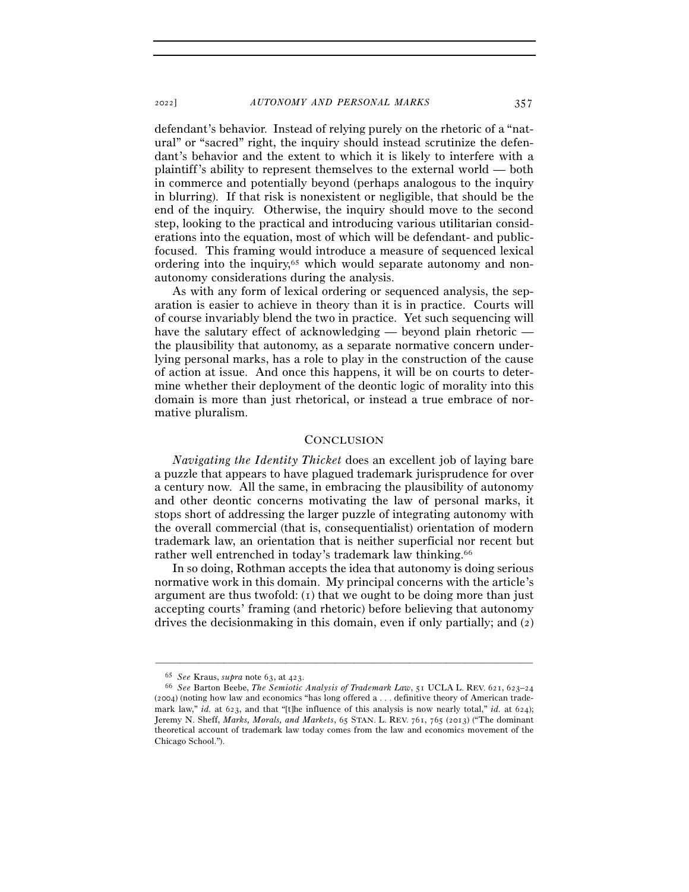defendant's behavior. Instead of relying purely on the rhetoric of a "natural" or "sacred" right, the inquiry should instead scrutinize the defendant's behavior and the extent to which it is likely to interfere with a plaintiff's ability to represent themselves to the external world — both in commerce and potentially beyond (perhaps analogous to the inquiry in blurring). If that risk is nonexistent or negligible, that should be the end of the inquiry. Otherwise, the inquiry should move to the second step, looking to the practical and introducing various utilitarian considerations into the equation, most of which will be defendant- and public-focused. This framing would introduce a measure of sequenced lexical ordering into the inquiry,[65] which would separate autonomy and non-autonomy considerations during the analysis.

As with any form of lexical ordering or sequenced analysis, the separation is easier to achieve in theory than it is in practice. Courts will of course invariably blend the two in practice. Yet such sequencing will have the salutary effect of acknowledging — beyond plain rhetoric — the plausibility that autonomy, as a separate normative concern underlying personal marks, has a role to play in the construction of the cause of action at issue. And once this happens, it will be on courts to determine whether their deployment of the deontic logic of morality into this domain is more than just rhetorical, or instead a true embrace of normative pluralism.

## CONCLUSION

*Navigating the Identity Thicket* does an excellent job of laying bare a puzzle that appears to have plagued trademark jurisprudence for over a century now. All the same, in embracing the plausibility of autonomy and other deontic concerns motivating the law of personal marks, it stops short of addressing the larger puzzle of integrating autonomy with the overall commercial (that is, consequentialist) orientation of modern trademark law, an orientation that is neither superficial nor recent but rather well entrenched in today's trademark law thinking.[66]

In so doing, Rothman accepts the idea that autonomy is doing serious normative work in this domain. My principal concerns with the article's argument are thus twofold: (1) that we ought to be doing more than just accepting courts' framing (and rhetoric) before believing that autonomy drives the decisionmaking in this domain, even if only partially; and (2)

---

[65] *See* Kraus, *supra* note 63, at 423.

[66] *See* Barton Beebe, *The Semiotic Analysis of Trademark Law*, 51 UCLA L. REV. 621, 623–24 (2004) (noting how law and economics "has long offered a . . . definitive theory of American trademark law," *id.* at 623, and that "[t]he influence of this analysis is now nearly total," *id.* at 624); Jeremy N. Sheff, *Marks, Morals, and Markets*, 65 STAN. L. REV. 761, 765 (2013) ("The dominant theoretical account of trademark law today comes from the law and economics movement of the Chicago School.").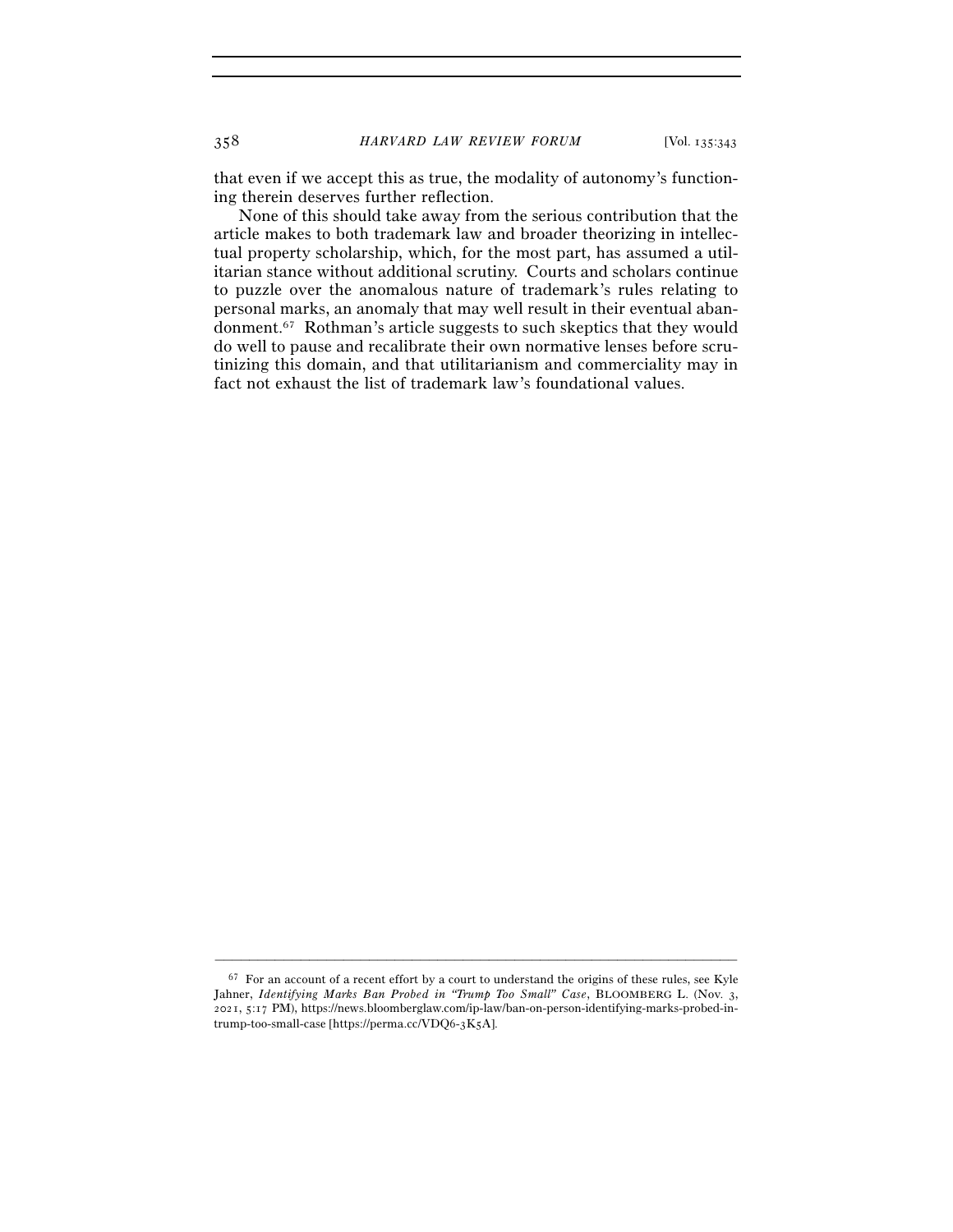that even if we accept this as true, the modality of autonomy's functioning therein deserves further reflection.

None of this should take away from the serious contribution that the article makes to both trademark law and broader theorizing in intellectual property scholarship, which, for the most part, has assumed a utilitarian stance without additional scrutiny. Courts and scholars continue to puzzle over the anomalous nature of trademark's rules relating to personal marks, an anomaly that may well result in their eventual abandonment.[67] Rothman's article suggests to such skeptics that they would do well to pause and recalibrate their own normative lenses before scrutinizing this domain, and that utilitarianism and commerciality may in fact not exhaust the list of trademark law's foundational values.

---

[67] For an account of a recent effort by a court to understand the origins of these rules, see Kyle Jahner, *Identifying Marks Ban Probed in "Trump Too Small" Case*, BLOOMBERG L. (Nov. 3, 2021, 5:17 PM), https://news.bloomberglaw.com/ip-law/ban-on-person-identifying-marks-probed-in-trump-too-small-case [https://perma.cc/VDQ6-3K5A].